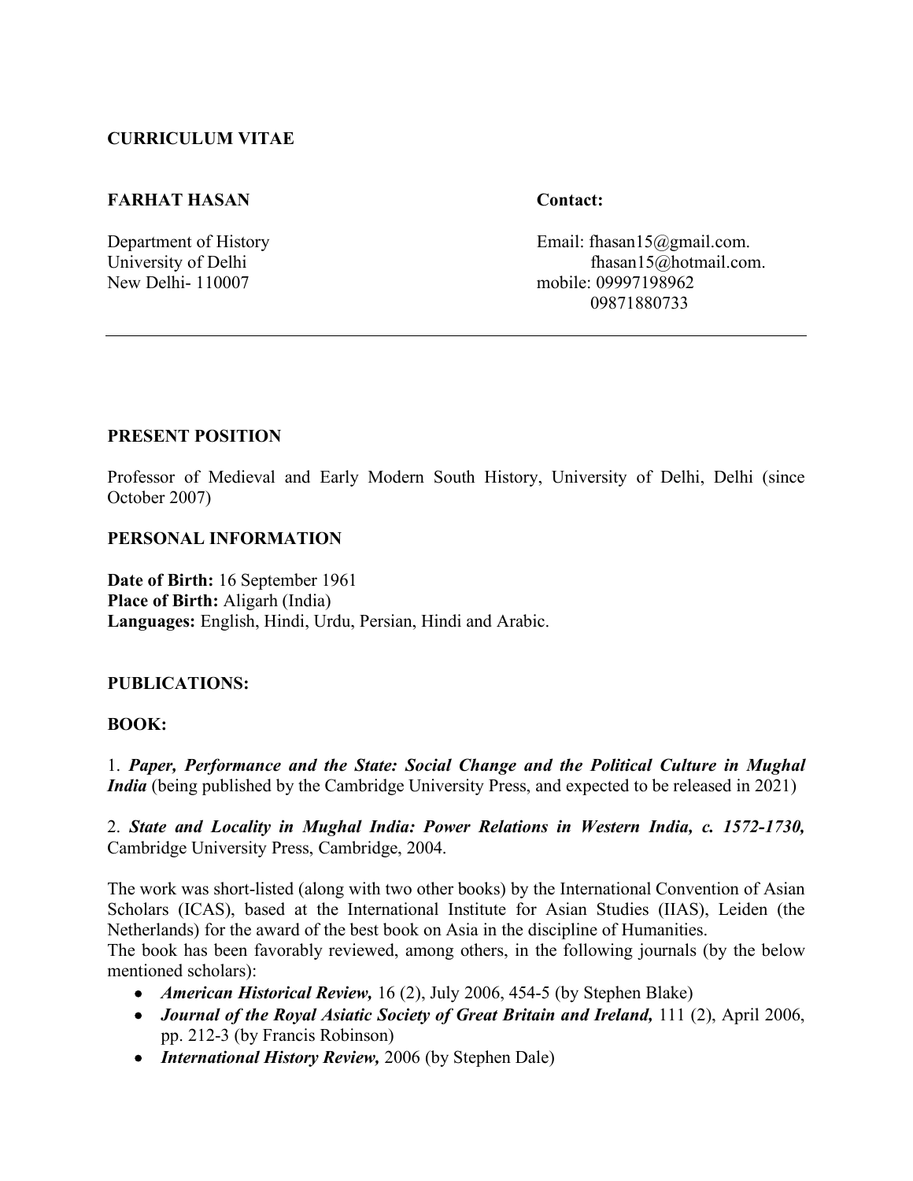**CURRICULUM VITAE**

**FARHAT HASAN**

Department of History
University of Delhi
New Delhi- 110007

**Contact:**

Email: fhasan15@gmail.com.
fhasan15@hotmail.com.
mobile: 09997198962
09871880733

---

**PRESENT POSITION**

Professor of Medieval and Early Modern South History, University of Delhi, Delhi (since October 2007)

**PERSONAL INFORMATION**

**Date of Birth:** 16 September 1961
**Place of Birth:** Aligarh (India)
**Languages:** English, Hindi, Urdu, Persian, Hindi and Arabic.

**PUBLICATIONS:**

**BOOK:**

1. ***Paper, Performance and the State: Social Change and the Political Culture in Mughal India*** (being published by the Cambridge University Press, and expected to be released in 2021)

2. ***State and Locality in Mughal India: Power Relations in Western India, c. 1572-1730,*** Cambridge University Press, Cambridge, 2004.

The work was short-listed (along with two other books) by the International Convention of Asian Scholars (ICAS), based at the International Institute for Asian Studies (IIAS), Leiden (the Netherlands) for the award of the best book on Asia in the discipline of Humanities.
The book has been favorably reviewed, among others, in the following journals (by the below mentioned scholars):

- ***American Historical Review,*** 16 (2), July 2006, 454-5 (by Stephen Blake)
- ***Journal of the Royal Asiatic Society of Great Britain and Ireland,*** 111 (2), April 2006, pp. 212-3 (by Francis Robinson)
- ***International History Review,*** 2006 (by Stephen Dale)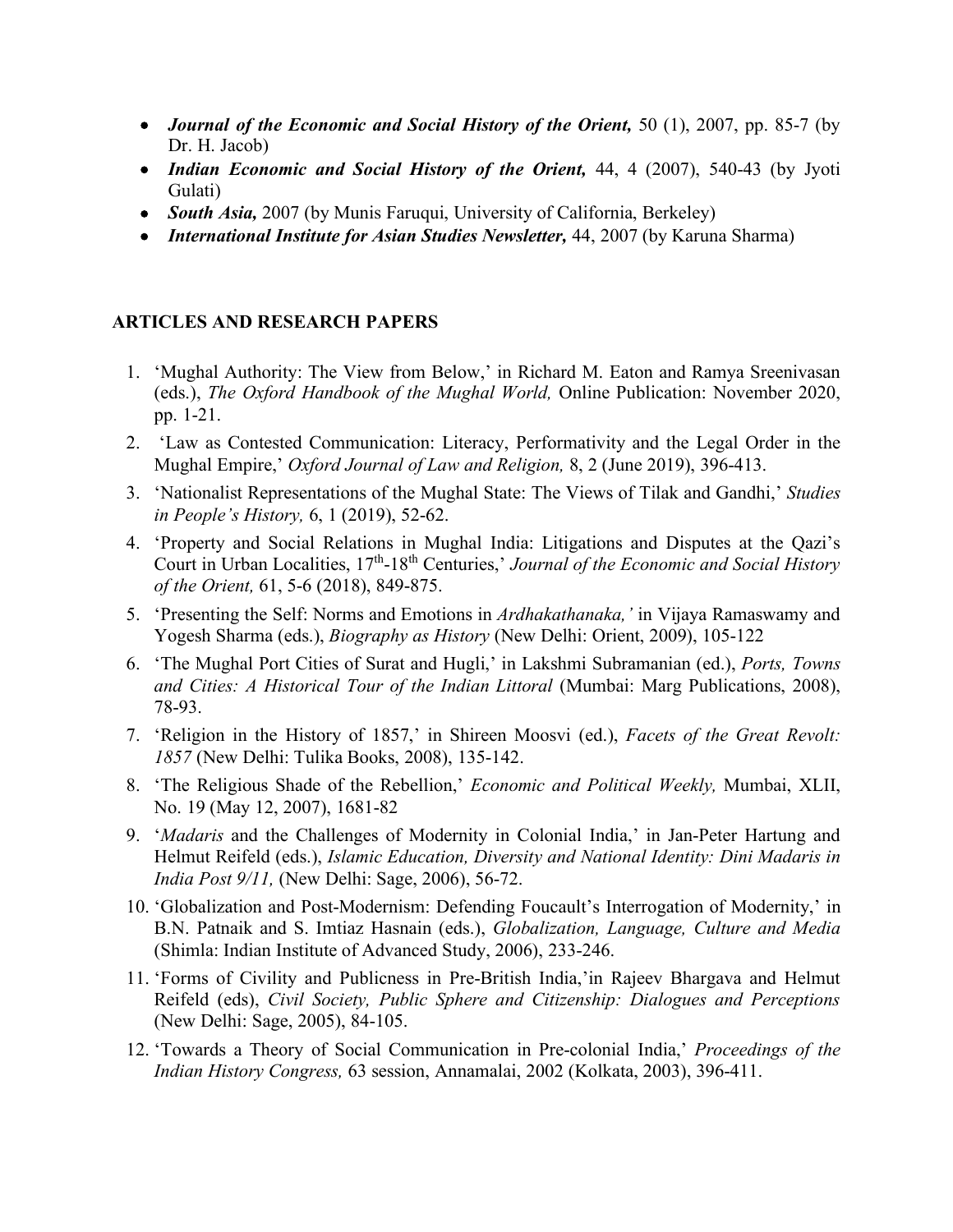- ***Journal of the Economic and Social History of the Orient,*** 50 (1), 2007, pp. 85-7 (by Dr. H. Jacob)
- ***Indian Economic and Social History of the Orient,*** 44, 4 (2007), 540-43 (by Jyoti Gulati)
- ***South Asia,*** 2007 (by Munis Faruqui, University of California, Berkeley)
- ***International Institute for Asian Studies Newsletter,*** 44, 2007 (by Karuna Sharma)

## ARTICLES AND RESEARCH PAPERS

1. 'Mughal Authority: The View from Below,' in Richard M. Eaton and Ramya Sreenivasan (eds.), *The Oxford Handbook of the Mughal World,* Online Publication: November 2020, pp. 1-21.
2. 'Law as Contested Communication: Literacy, Performativity and the Legal Order in the Mughal Empire,' *Oxford Journal of Law and Religion,* 8, 2 (June 2019), 396-413.
3. 'Nationalist Representations of the Mughal State: The Views of Tilak and Gandhi,' *Studies in People's History,* 6, 1 (2019), 52-62.
4. 'Property and Social Relations in Mughal India: Litigations and Disputes at the Qazi's Court in Urban Localities, 17th-18th Centuries,' *Journal of the Economic and Social History of the Orient,* 61, 5-6 (2018), 849-875.
5. 'Presenting the Self: Norms and Emotions in *Ardhakathanaka,'* in Vijaya Ramaswamy and Yogesh Sharma (eds.), *Biography as History* (New Delhi: Orient, 2009), 105-122
6. 'The Mughal Port Cities of Surat and Hugli,' in Lakshmi Subramanian (ed.), *Ports, Towns and Cities: A Historical Tour of the Indian Littoral* (Mumbai: Marg Publications, 2008), 78-93.
7. 'Religion in the History of 1857,' in Shireen Moosvi (ed.), *Facets of the Great Revolt: 1857* (New Delhi: Tulika Books, 2008), 135-142.
8. 'The Religious Shade of the Rebellion,' *Economic and Political Weekly,* Mumbai, XLII, No. 19 (May 12, 2007), 1681-82
9. '*Madaris* and the Challenges of Modernity in Colonial India,' in Jan-Peter Hartung and Helmut Reifeld (eds.), *Islamic Education, Diversity and National Identity: Dini Madaris in India Post 9/11,* (New Delhi: Sage, 2006), 56-72.
10. 'Globalization and Post-Modernism: Defending Foucault's Interrogation of Modernity,' in B.N. Patnaik and S. Imtiaz Hasnain (eds.), *Globalization, Language, Culture and Media* (Shimla: Indian Institute of Advanced Study, 2006), 233-246.
11. 'Forms of Civility and Publicness in Pre-British India,'in Rajeev Bhargava and Helmut Reifeld (eds), *Civil Society, Public Sphere and Citizenship: Dialogues and Perceptions* (New Delhi: Sage, 2005), 84-105.
12. 'Towards a Theory of Social Communication in Pre-colonial India,' *Proceedings of the Indian History Congress,* 63 session, Annamalai, 2002 (Kolkata, 2003), 396-411.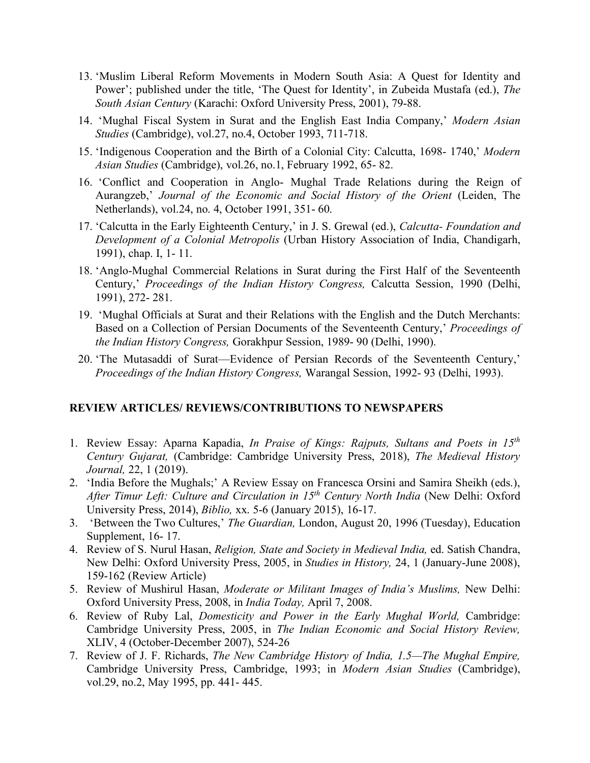13. 'Muslim Liberal Reform Movements in Modern South Asia: A Quest for Identity and Power'; published under the title, 'The Quest for Identity', in Zubeida Mustafa (ed.), *The South Asian Century* (Karachi: Oxford University Press, 2001), 79-88.
14. 'Mughal Fiscal System in Surat and the English East India Company,' *Modern Asian Studies* (Cambridge), vol.27, no.4, October 1993, 711-718.
15. 'Indigenous Cooperation and the Birth of a Colonial City: Calcutta, 1698- 1740,' *Modern Asian Studies* (Cambridge), vol.26, no.1, February 1992, 65- 82.
16. 'Conflict and Cooperation in Anglo- Mughal Trade Relations during the Reign of Aurangzeb,' *Journal of the Economic and Social History of the Orient* (Leiden, The Netherlands), vol.24, no. 4, October 1991, 351- 60.
17. 'Calcutta in the Early Eighteenth Century,' in J. S. Grewal (ed.), *Calcutta- Foundation and Development of a Colonial Metropolis* (Urban History Association of India, Chandigarh, 1991), chap. I, 1- 11.
18. 'Anglo-Mughal Commercial Relations in Surat during the First Half of the Seventeenth Century,' *Proceedings of the Indian History Congress,* Calcutta Session, 1990 (Delhi, 1991), 272- 281.
19. 'Mughal Officials at Surat and their Relations with the English and the Dutch Merchants: Based on a Collection of Persian Documents of the Seventeenth Century,' *Proceedings of the Indian History Congress,* Gorakhpur Session, 1989- 90 (Delhi, 1990).
20. 'The Mutasaddi of Surat—Evidence of Persian Records of the Seventeenth Century,' *Proceedings of the Indian History Congress,* Warangal Session, 1992- 93 (Delhi, 1993).

## REVIEW ARTICLES/ REVIEWS/CONTRIBUTIONS TO NEWSPAPERS

1. Review Essay: Aparna Kapadia, *In Praise of Kings: Rajputs, Sultans and Poets in 15th Century Gujarat,* (Cambridge: Cambridge University Press, 2018), *The Medieval History Journal,* 22, 1 (2019).
2. 'India Before the Mughals;' A Review Essay on Francesca Orsini and Samira Sheikh (eds.), *After Timur Left: Culture and Circulation in 15th Century North India* (New Delhi: Oxford University Press, 2014), *Biblio,* xx. 5-6 (January 2015), 16-17.
3. 'Between the Two Cultures,' *The Guardian,* London, August 20, 1996 (Tuesday), Education Supplement, 16- 17.
4. Review of S. Nurul Hasan, *Religion, State and Society in Medieval India,* ed. Satish Chandra, New Delhi: Oxford University Press, 2005, in *Studies in History,* 24, 1 (January-June 2008), 159-162 (Review Article)
5. Review of Mushirul Hasan, *Moderate or Militant Images of India's Muslims,* New Delhi: Oxford University Press, 2008, in *India Today,* April 7, 2008.
6. Review of Ruby Lal, *Domesticity and Power in the Early Mughal World,* Cambridge: Cambridge University Press, 2005, in *The Indian Economic and Social History Review,* XLIV, 4 (October-December 2007), 524-26
7. Review of J. F. Richards, *The New Cambridge History of India, 1.5—The Mughal Empire,* Cambridge University Press, Cambridge, 1993; in *Modern Asian Studies* (Cambridge), vol.29, no.2, May 1995, pp. 441- 445.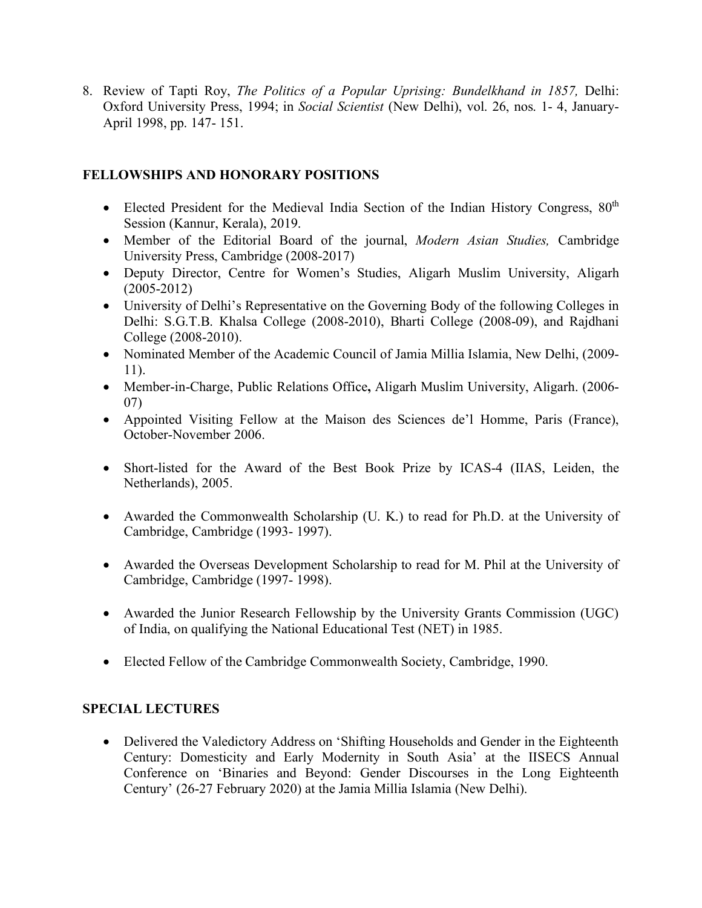8. Review of Tapti Roy, *The Politics of a Popular Uprising: Bundelkhand in 1857,* Delhi: Oxford University Press, 1994; in *Social Scientist* (New Delhi), vol. 26, nos. 1- 4, January-April 1998, pp. 147- 151.

## FELLOWSHIPS AND HONORARY POSITIONS

- Elected President for the Medieval India Section of the Indian History Congress, 80th Session (Kannur, Kerala), 2019.
- Member of the Editorial Board of the journal, *Modern Asian Studies,* Cambridge University Press, Cambridge (2008-2017)
- Deputy Director, Centre for Women's Studies, Aligarh Muslim University, Aligarh (2005-2012)
- University of Delhi's Representative on the Governing Body of the following Colleges in Delhi: S.G.T.B. Khalsa College (2008-2010), Bharti College (2008-09), and Rajdhani College (2008-2010).
- Nominated Member of the Academic Council of Jamia Millia Islamia, New Delhi, (2009-11).
- Member-in-Charge, Public Relations Office**,** Aligarh Muslim University, Aligarh. (2006-07)
- Appointed Visiting Fellow at the Maison des Sciences de'l Homme, Paris (France), October-November 2006.
- Short-listed for the Award of the Best Book Prize by ICAS-4 (IIAS, Leiden, the Netherlands), 2005.
- Awarded the Commonwealth Scholarship (U. K.) to read for Ph.D. at the University of Cambridge, Cambridge (1993- 1997).
- Awarded the Overseas Development Scholarship to read for M. Phil at the University of Cambridge, Cambridge (1997- 1998).
- Awarded the Junior Research Fellowship by the University Grants Commission (UGC) of India, on qualifying the National Educational Test (NET) in 1985.
- Elected Fellow of the Cambridge Commonwealth Society, Cambridge, 1990.

## SPECIAL LECTURES

- Delivered the Valedictory Address on 'Shifting Households and Gender in the Eighteenth Century: Domesticity and Early Modernity in South Asia' at the IISECS Annual Conference on 'Binaries and Beyond: Gender Discourses in the Long Eighteenth Century' (26-27 February 2020) at the Jamia Millia Islamia (New Delhi).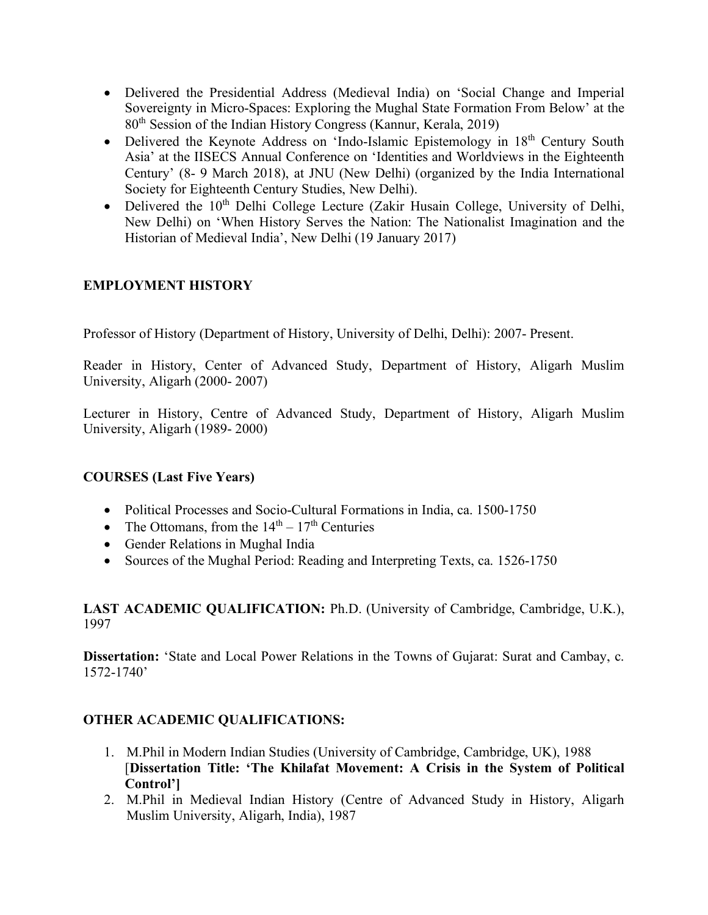- Delivered the Presidential Address (Medieval India) on 'Social Change and Imperial Sovereignty in Micro-Spaces: Exploring the Mughal State Formation From Below' at the 80th Session of the Indian History Congress (Kannur, Kerala, 2019)
- Delivered the Keynote Address on 'Indo-Islamic Epistemology in 18th Century South Asia' at the IISECS Annual Conference on 'Identities and Worldviews in the Eighteenth Century' (8- 9 March 2018), at JNU (New Delhi) (organized by the India International Society for Eighteenth Century Studies, New Delhi).
- Delivered the 10th Delhi College Lecture (Zakir Husain College, University of Delhi, New Delhi) on 'When History Serves the Nation: The Nationalist Imagination and the Historian of Medieval India', New Delhi (19 January 2017)

**EMPLOYMENT HISTORY**

Professor of History (Department of History, University of Delhi, Delhi): 2007- Present.

Reader in History, Center of Advanced Study, Department of History, Aligarh Muslim University, Aligarh (2000- 2007)

Lecturer in History, Centre of Advanced Study, Department of History, Aligarh Muslim University, Aligarh (1989- 2000)

**COURSES (Last Five Years)**

- Political Processes and Socio-Cultural Formations in India, ca. 1500-1750
- The Ottomans, from the 14th – 17th Centuries
- Gender Relations in Mughal India
- Sources of the Mughal Period: Reading and Interpreting Texts, ca. 1526-1750

**LAST ACADEMIC QUALIFICATION:** Ph.D. (University of Cambridge, Cambridge, U.K.), 1997

**Dissertation:** 'State and Local Power Relations in the Towns of Gujarat: Surat and Cambay, c. 1572-1740'

**OTHER ACADEMIC QUALIFICATIONS:**

1. M.Phil in Modern Indian Studies (University of Cambridge, Cambridge, UK), 1988 [**Dissertation Title: 'The Khilafat Movement: A Crisis in the System of Political Control'**]
2. M.Phil in Medieval Indian History (Centre of Advanced Study in History, Aligarh Muslim University, Aligarh, India), 1987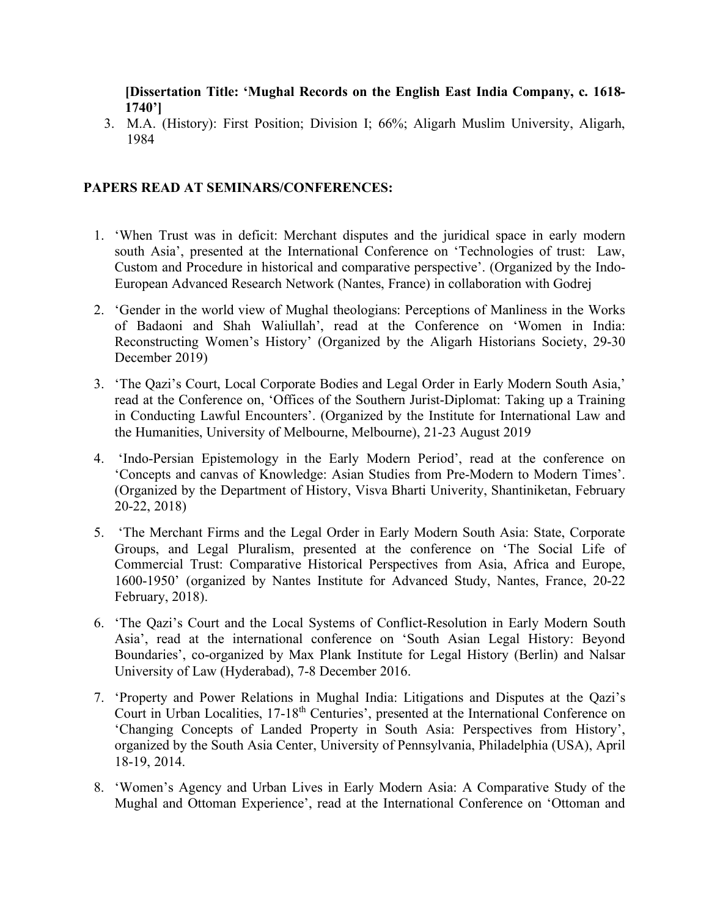**[Dissertation Title: 'Mughal Records on the English East India Company, c. 1618-1740']**

3. M.A. (History): First Position; Division I; 66%; Aligarh Muslim University, Aligarh, 1984

## PAPERS READ AT SEMINARS/CONFERENCES:

1. 'When Trust was in deficit: Merchant disputes and the juridical space in early modern south Asia', presented at the International Conference on 'Technologies of trust: Law, Custom and Procedure in historical and comparative perspective'. (Organized by the Indo-European Advanced Research Network (Nantes, France) in collaboration with Godrej

2. 'Gender in the world view of Mughal theologians: Perceptions of Manliness in the Works of Badaoni and Shah Waliullah', read at the Conference on 'Women in India: Reconstructing Women's History' (Organized by the Aligarh Historians Society, 29-30 December 2019)

3. 'The Qazi's Court, Local Corporate Bodies and Legal Order in Early Modern South Asia,' read at the Conference on, 'Offices of the Southern Jurist-Diplomat: Taking up a Training in Conducting Lawful Encounters'. (Organized by the Institute for International Law and the Humanities, University of Melbourne, Melbourne), 21-23 August 2019

4. 'Indo-Persian Epistemology in the Early Modern Period', read at the conference on 'Concepts and canvas of Knowledge: Asian Studies from Pre-Modern to Modern Times'. (Organized by the Department of History, Visva Bharti Univerity, Shantiniketan, February 20-22, 2018)

5. 'The Merchant Firms and the Legal Order in Early Modern South Asia: State, Corporate Groups, and Legal Pluralism, presented at the conference on 'The Social Life of Commercial Trust: Comparative Historical Perspectives from Asia, Africa and Europe, 1600-1950' (organized by Nantes Institute for Advanced Study, Nantes, France, 20-22 February, 2018).

6. 'The Qazi's Court and the Local Systems of Conflict-Resolution in Early Modern South Asia', read at the international conference on 'South Asian Legal History: Beyond Boundaries', co-organized by Max Plank Institute for Legal History (Berlin) and Nalsar University of Law (Hyderabad), 7-8 December 2016.

7. 'Property and Power Relations in Mughal India: Litigations and Disputes at the Qazi's Court in Urban Localities, 17-18th Centuries', presented at the International Conference on 'Changing Concepts of Landed Property in South Asia: Perspectives from History', organized by the South Asia Center, University of Pennsylvania, Philadelphia (USA), April 18-19, 2014.

8. 'Women's Agency and Urban Lives in Early Modern Asia: A Comparative Study of the Mughal and Ottoman Experience', read at the International Conference on 'Ottoman and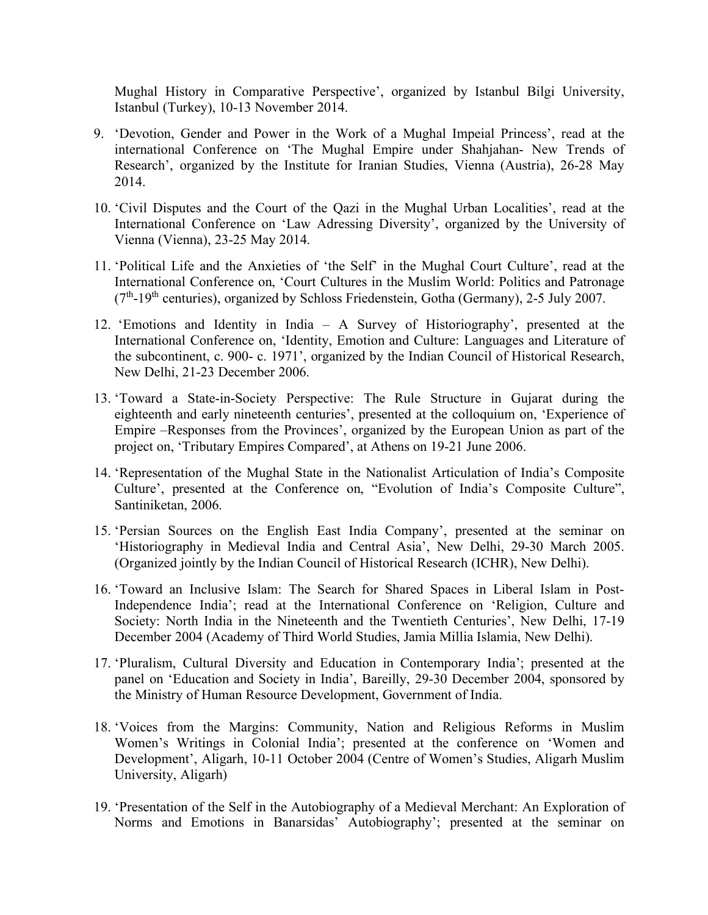Mughal History in Comparative Perspective', organized by Istanbul Bilgi University, Istanbul (Turkey), 10-13 November 2014.

9. 'Devotion, Gender and Power in the Work of a Mughal Impeial Princess', read at the international Conference on 'The Mughal Empire under Shahjahan- New Trends of Research', organized by the Institute for Iranian Studies, Vienna (Austria), 26-28 May 2014.

10. 'Civil Disputes and the Court of the Qazi in the Mughal Urban Localities', read at the International Conference on 'Law Adressing Diversity', organized by the University of Vienna (Vienna), 23-25 May 2014.

11. 'Political Life and the Anxieties of 'the Self' in the Mughal Court Culture', read at the International Conference on, 'Court Cultures in the Muslim World: Politics and Patronage (7th-19th centuries), organized by Schloss Friedenstein, Gotha (Germany), 2-5 July 2007.

12. 'Emotions and Identity in India – A Survey of Historiography', presented at the International Conference on, 'Identity, Emotion and Culture: Languages and Literature of the subcontinent, c. 900- c. 1971', organized by the Indian Council of Historical Research, New Delhi, 21-23 December 2006.

13. 'Toward a State-in-Society Perspective: The Rule Structure in Gujarat during the eighteenth and early nineteenth centuries', presented at the colloquium on, 'Experience of Empire –Responses from the Provinces', organized by the European Union as part of the project on, 'Tributary Empires Compared', at Athens on 19-21 June 2006.

14. 'Representation of the Mughal State in the Nationalist Articulation of India's Composite Culture', presented at the Conference on, "Evolution of India's Composite Culture", Santiniketan, 2006.

15. 'Persian Sources on the English East India Company', presented at the seminar on 'Historiography in Medieval India and Central Asia', New Delhi, 29-30 March 2005. (Organized jointly by the Indian Council of Historical Research (ICHR), New Delhi).

16. 'Toward an Inclusive Islam: The Search for Shared Spaces in Liberal Islam in Post-Independence India'; read at the International Conference on 'Religion, Culture and Society: North India in the Nineteenth and the Twentieth Centuries', New Delhi, 17-19 December 2004 (Academy of Third World Studies, Jamia Millia Islamia, New Delhi).

17. 'Pluralism, Cultural Diversity and Education in Contemporary India'; presented at the panel on 'Education and Society in India', Bareilly, 29-30 December 2004, sponsored by the Ministry of Human Resource Development, Government of India.

18. 'Voices from the Margins: Community, Nation and Religious Reforms in Muslim Women's Writings in Colonial India'; presented at the conference on 'Women and Development', Aligarh, 10-11 October 2004 (Centre of Women's Studies, Aligarh Muslim University, Aligarh)

19. 'Presentation of the Self in the Autobiography of a Medieval Merchant: An Exploration of Norms and Emotions in Banarsidas' Autobiography'; presented at the seminar on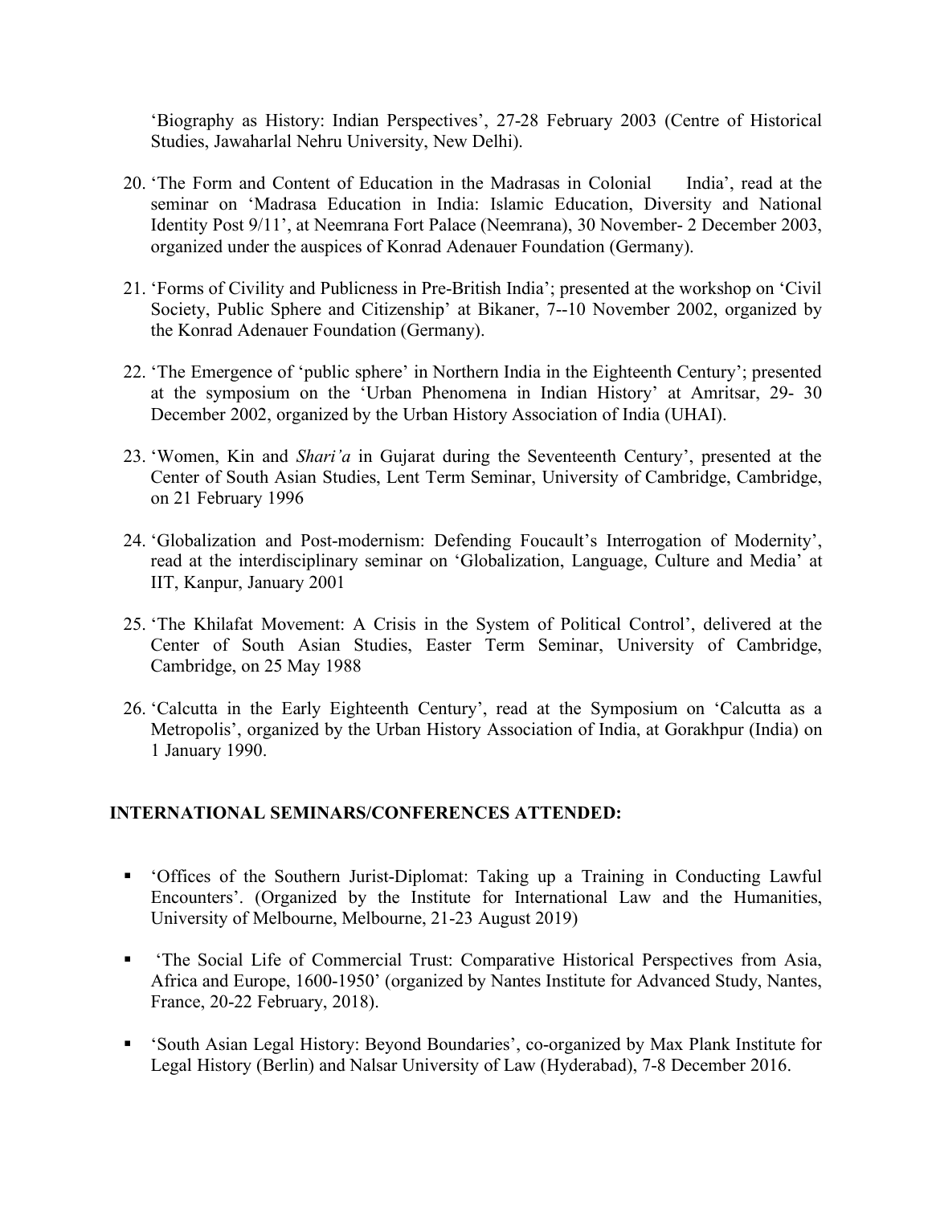'Biography as History: Indian Perspectives', 27-28 February 2003 (Centre of Historical Studies, Jawaharlal Nehru University, New Delhi).

20. 'The Form and Content of Education in the Madrasas in Colonial India', read at the seminar on 'Madrasa Education in India: Islamic Education, Diversity and National Identity Post 9/11', at Neemrana Fort Palace (Neemrana), 30 November- 2 December 2003, organized under the auspices of Konrad Adenauer Foundation (Germany).

21. 'Forms of Civility and Publicness in Pre-British India'; presented at the workshop on 'Civil Society, Public Sphere and Citizenship' at Bikaner, 7--10 November 2002, organized by the Konrad Adenauer Foundation (Germany).

22. 'The Emergence of 'public sphere' in Northern India in the Eighteenth Century'; presented at the symposium on the 'Urban Phenomena in Indian History' at Amritsar, 29- 30 December 2002, organized by the Urban History Association of India (UHAI).

23. 'Women, Kin and *Shari'a* in Gujarat during the Seventeenth Century', presented at the Center of South Asian Studies, Lent Term Seminar, University of Cambridge, Cambridge, on 21 February 1996

24. 'Globalization and Post-modernism: Defending Foucault's Interrogation of Modernity', read at the interdisciplinary seminar on 'Globalization, Language, Culture and Media' at IIT, Kanpur, January 2001

25. 'The Khilafat Movement: A Crisis in the System of Political Control', delivered at the Center of South Asian Studies, Easter Term Seminar, University of Cambridge, Cambridge, on 25 May 1988

26. 'Calcutta in the Early Eighteenth Century', read at the Symposium on 'Calcutta as a Metropolis', organized by the Urban History Association of India, at Gorakhpur (India) on 1 January 1990.

## INTERNATIONAL SEMINARS/CONFERENCES ATTENDED:

- 'Offices of the Southern Jurist-Diplomat: Taking up a Training in Conducting Lawful Encounters'. (Organized by the Institute for International Law and the Humanities, University of Melbourne, Melbourne, 21-23 August 2019)

- 'The Social Life of Commercial Trust: Comparative Historical Perspectives from Asia, Africa and Europe, 1600-1950' (organized by Nantes Institute for Advanced Study, Nantes, France, 20-22 February, 2018).

- 'South Asian Legal History: Beyond Boundaries', co-organized by Max Plank Institute for Legal History (Berlin) and Nalsar University of Law (Hyderabad), 7-8 December 2016.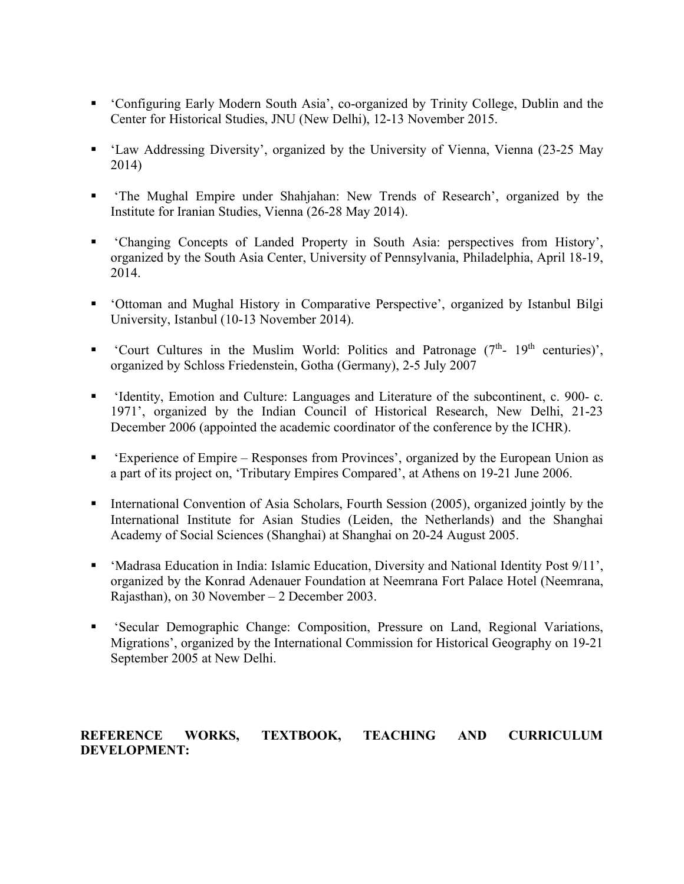- ‘Configuring Early Modern South Asia’, co-organized by Trinity College, Dublin and the Center for Historical Studies, JNU (New Delhi), 12-13 November 2015.

- ‘Law Addressing Diversity’, organized by the University of Vienna, Vienna (23-25 May 2014)

- ‘The Mughal Empire under Shahjahan: New Trends of Research’, organized by the Institute for Iranian Studies, Vienna (26-28 May 2014).

- ‘Changing Concepts of Landed Property in South Asia: perspectives from History’, organized by the South Asia Center, University of Pennsylvania, Philadelphia, April 18-19, 2014.

- ‘Ottoman and Mughal History in Comparative Perspective’, organized by Istanbul Bilgi University, Istanbul (10-13 November 2014).

- ‘Court Cultures in the Muslim World: Politics and Patronage (7th- 19th centuries)’, organized by Schloss Friedenstein, Gotha (Germany), 2-5 July 2007

- ‘Identity, Emotion and Culture: Languages and Literature of the subcontinent, c. 900- c. 1971’, organized by the Indian Council of Historical Research, New Delhi, 21-23 December 2006 (appointed the academic coordinator of the conference by the ICHR).

- ‘Experience of Empire – Responses from Provinces’, organized by the European Union as a part of its project on, ‘Tributary Empires Compared’, at Athens on 19-21 June 2006.

- International Convention of Asia Scholars, Fourth Session (2005), organized jointly by the International Institute for Asian Studies (Leiden, the Netherlands) and the Shanghai Academy of Social Sciences (Shanghai) at Shanghai on 20-24 August 2005.

- ‘Madrasa Education in India: Islamic Education, Diversity and National Identity Post 9/11’, organized by the Konrad Adenauer Foundation at Neemrana Fort Palace Hotel (Neemrana, Rajasthan), on 30 November – 2 December 2003.

- ‘Secular Demographic Change: Composition, Pressure on Land, Regional Variations, Migrations’, organized by the International Commission for Historical Geography on 19-21 September 2005 at New Delhi.

**REFERENCE WORKS, TEXTBOOK, TEACHING AND CURRICULUM DEVELOPMENT:**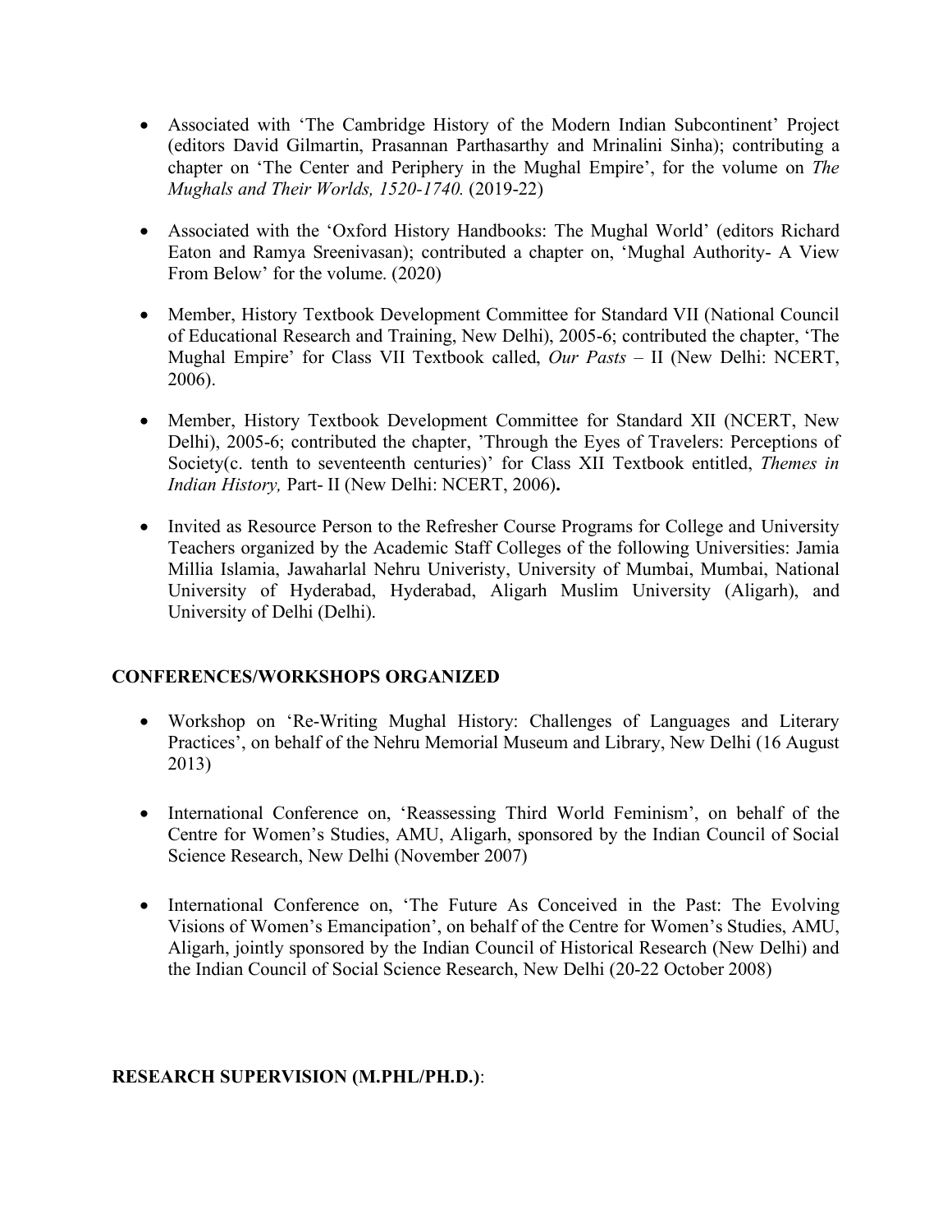- Associated with 'The Cambridge History of the Modern Indian Subcontinent' Project (editors David Gilmartin, Prasannan Parthasarthy and Mrinalini Sinha); contributing a chapter on 'The Center and Periphery in the Mughal Empire', for the volume on *The Mughals and Their Worlds, 1520-1740.* (2019-22)

- Associated with the 'Oxford History Handbooks: The Mughal World' (editors Richard Eaton and Ramya Sreenivasan); contributed a chapter on, 'Mughal Authority- A View From Below' for the volume. (2020)

- Member, History Textbook Development Committee for Standard VII (National Council of Educational Research and Training, New Delhi), 2005-6; contributed the chapter, 'The Mughal Empire' for Class VII Textbook called, *Our Pasts* – II (New Delhi: NCERT, 2006).

- Member, History Textbook Development Committee for Standard XII (NCERT, New Delhi), 2005-6; contributed the chapter, 'Through the Eyes of Travelers: Perceptions of Society(c. tenth to seventeenth centuries)' for Class XII Textbook entitled, *Themes in Indian History,* Part- II (New Delhi: NCERT, 2006)**.**

- Invited as Resource Person to the Refresher Course Programs for College and University Teachers organized by the Academic Staff Colleges of the following Universities: Jamia Millia Islamia, Jawaharlal Nehru Univeristy, University of Mumbai, Mumbai, National University of Hyderabad, Hyderabad, Aligarh Muslim University (Aligarh), and University of Delhi (Delhi).

## CONFERENCES/WORKSHOPS ORGANIZED

- Workshop on 'Re-Writing Mughal History: Challenges of Languages and Literary Practices', on behalf of the Nehru Memorial Museum and Library, New Delhi (16 August 2013)

- International Conference on, 'Reassessing Third World Feminism', on behalf of the Centre for Women's Studies, AMU, Aligarh, sponsored by the Indian Council of Social Science Research, New Delhi (November 2007)

- International Conference on, 'The Future As Conceived in the Past: The Evolving Visions of Women's Emancipation', on behalf of the Centre for Women's Studies, AMU, Aligarh, jointly sponsored by the Indian Council of Historical Research (New Delhi) and the Indian Council of Social Science Research, New Delhi (20-22 October 2008)

## RESEARCH SUPERVISION (M.PHL/PH.D.):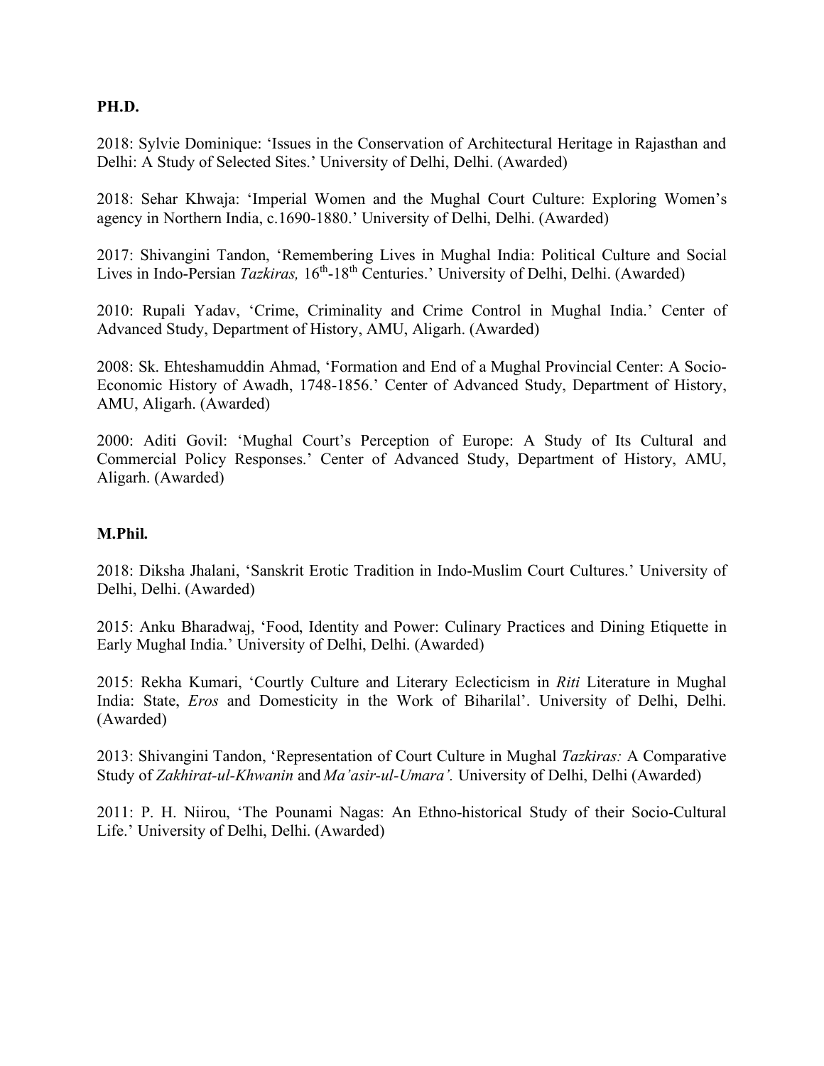**PH.D.**

2018: Sylvie Dominique: ‘Issues in the Conservation of Architectural Heritage in Rajasthan and Delhi: A Study of Selected Sites.’ University of Delhi, Delhi. (Awarded)

2018: Sehar Khwaja: ‘Imperial Women and the Mughal Court Culture: Exploring Women’s agency in Northern India, c.1690-1880.’ University of Delhi, Delhi. (Awarded)

2017: Shivangini Tandon, ‘Remembering Lives in Mughal India: Political Culture and Social Lives in Indo-Persian *Tazkiras,* 16th-18th Centuries.’ University of Delhi, Delhi. (Awarded)

2010: Rupali Yadav, ‘Crime, Criminality and Crime Control in Mughal India.’ Center of Advanced Study, Department of History, AMU, Aligarh. (Awarded)

2008: Sk. Ehteshamuddin Ahmad, ‘Formation and End of a Mughal Provincial Center: A Socio-Economic History of Awadh, 1748-1856.’ Center of Advanced Study, Department of History, AMU, Aligarh. (Awarded)

2000: Aditi Govil: ‘Mughal Court’s Perception of Europe: A Study of Its Cultural and Commercial Policy Responses.’ Center of Advanced Study, Department of History, AMU, Aligarh. (Awarded)

**M.Phil.**

2018: Diksha Jhalani, ‘Sanskrit Erotic Tradition in Indo-Muslim Court Cultures.’ University of Delhi, Delhi. (Awarded)

2015: Anku Bharadwaj, ‘Food, Identity and Power: Culinary Practices and Dining Etiquette in Early Mughal India.’ University of Delhi, Delhi. (Awarded)

2015: Rekha Kumari, ‘Courtly Culture and Literary Eclecticism in *Riti* Literature in Mughal India: State, *Eros* and Domesticity in the Work of Biharilal’. University of Delhi, Delhi. (Awarded)

2013: Shivangini Tandon, ‘Representation of Court Culture in Mughal *Tazkiras:* A Comparative Study of *Zakhirat-ul-Khwanin* and *Ma’asir-ul-Umara’.* University of Delhi, Delhi (Awarded)

2011: P. H. Niirou, ‘The Pounami Nagas: An Ethno-historical Study of their Socio-Cultural Life.’ University of Delhi, Delhi. (Awarded)